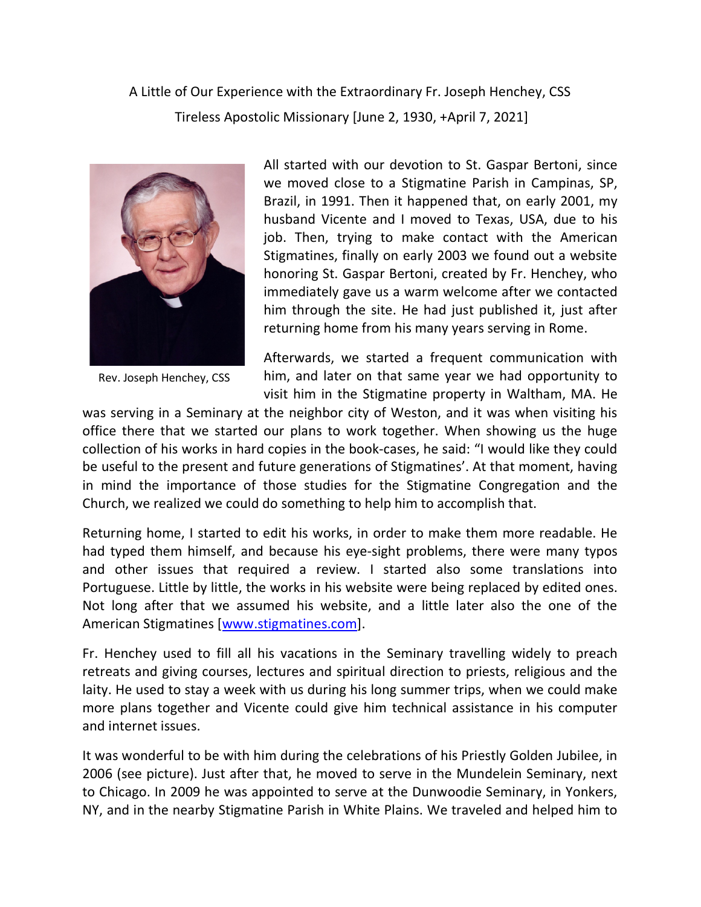A Little of Our Experience with the Extraordinary Fr. Joseph Henchey, CSS

Tireless Apostolic Missionary [June 2, 1930, +April 7, 2021]

Rev. Joseph Henchey, CSS

All started with our devotion to St. Gaspar Bertoni, since we moved close to a Stigmatine Parish in Campinas, SP, Brazil, in 1991. Then it happened that, on early 2001, my husband Vicente and I moved to Texas, USA, due to his job. Then, trying to make contact with the American Stigmatines, finally on early 2003 we found out a website honoring St. Gaspar Bertoni, created by Fr. Henchey, who immediately gave us a warm welcome after we contacted him through the site. He had just published it, just after returning home from his many years serving in Rome.

Afterwards, we started a frequent communication with him, and later on that same year we had opportunity to visit him in the Stigmatine property in Waltham, MA. He was serving in a Seminary at the neighbor city of Weston, and it was when visiting his office there that we started our plans to work together. When showing us the huge collection of his works in hard copies in the book-cases, he said: "I would like they could be useful to the present and future generations of Stigmatines'. At that moment, having in mind the importance of those studies for the Stigmatine Congregation and the Church, we realized we could do something to help him to accomplish that.

Returning home, I started to edit his works, in order to make them more readable. He had typed them himself, and because his eye-sight problems, there were many typos and other issues that required a review. I started also some translations into Portuguese. Little by little, the works in his website were being replaced by edited ones. Not long after that we assumed his website, and a little later also the one of the American Stigmatines [www.stigmatines.com].

Fr. Henchey used to fill all his vacations in the Seminary travelling widely to preach retreats and giving courses, lectures and spiritual direction to priests, religious and the laity. He used to stay a week with us during his long summer trips, when we could make more plans together and Vicente could give him technical assistance in his computer and internet issues.

It was wonderful to be with him during the celebrations of his Priestly Golden Jubilee, in 2006 (see picture). Just after that, he moved to serve in the Mundelein Seminary, next to Chicago. In 2009 he was appointed to serve at the Dunwoodie Seminary, in Yonkers, NY, and in the nearby Stigmatine Parish in White Plains. We traveled and helped him to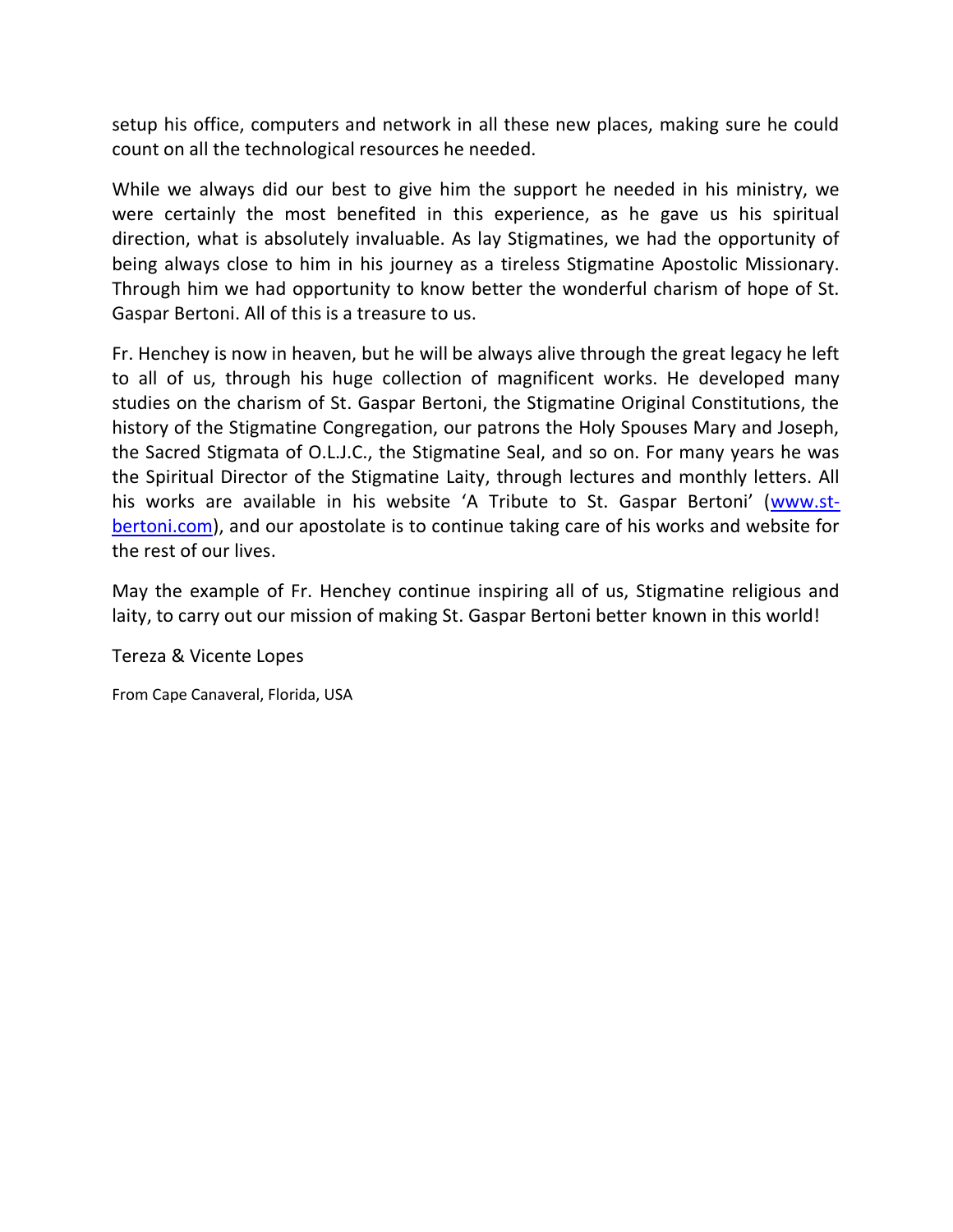setup his office, computers and network in all these new places, making sure he could count on all the technological resources he needed.

While we always did our best to give him the support he needed in his ministry, we were certainly the most benefited in this experience, as he gave us his spiritual direction, what is absolutely invaluable. As lay Stigmatines, we had the opportunity of being always close to him in his journey as a tireless Stigmatine Apostolic Missionary. Through him we had opportunity to know better the wonderful charism of hope of St. Gaspar Bertoni. All of this is a treasure to us.

Fr. Henchey is now in heaven, but he will be always alive through the great legacy he left to all of us, through his huge collection of magnificent works. He developed many studies on the charism of St. Gaspar Bertoni, the Stigmatine Original Constitutions, the history of the Stigmatine Congregation, our patrons the Holy Spouses Mary and Joseph, the Sacred Stigmata of O.L.J.C., the Stigmatine Seal, and so on. For many years he was the Spiritual Director of the Stigmatine Laity, through lectures and monthly letters. All his works are available in his website 'A Tribute to St. Gaspar Bertoni' ([www.st-bertoni.com](www.st-bertoni.com)), and our apostolate is to continue taking care of his works and website for the rest of our lives.

May the example of Fr. Henchey continue inspiring all of us, Stigmatine religious and laity, to carry out our mission of making St. Gaspar Bertoni better known in this world!

Tereza & Vicente Lopes

From Cape Canaveral, Florida, USA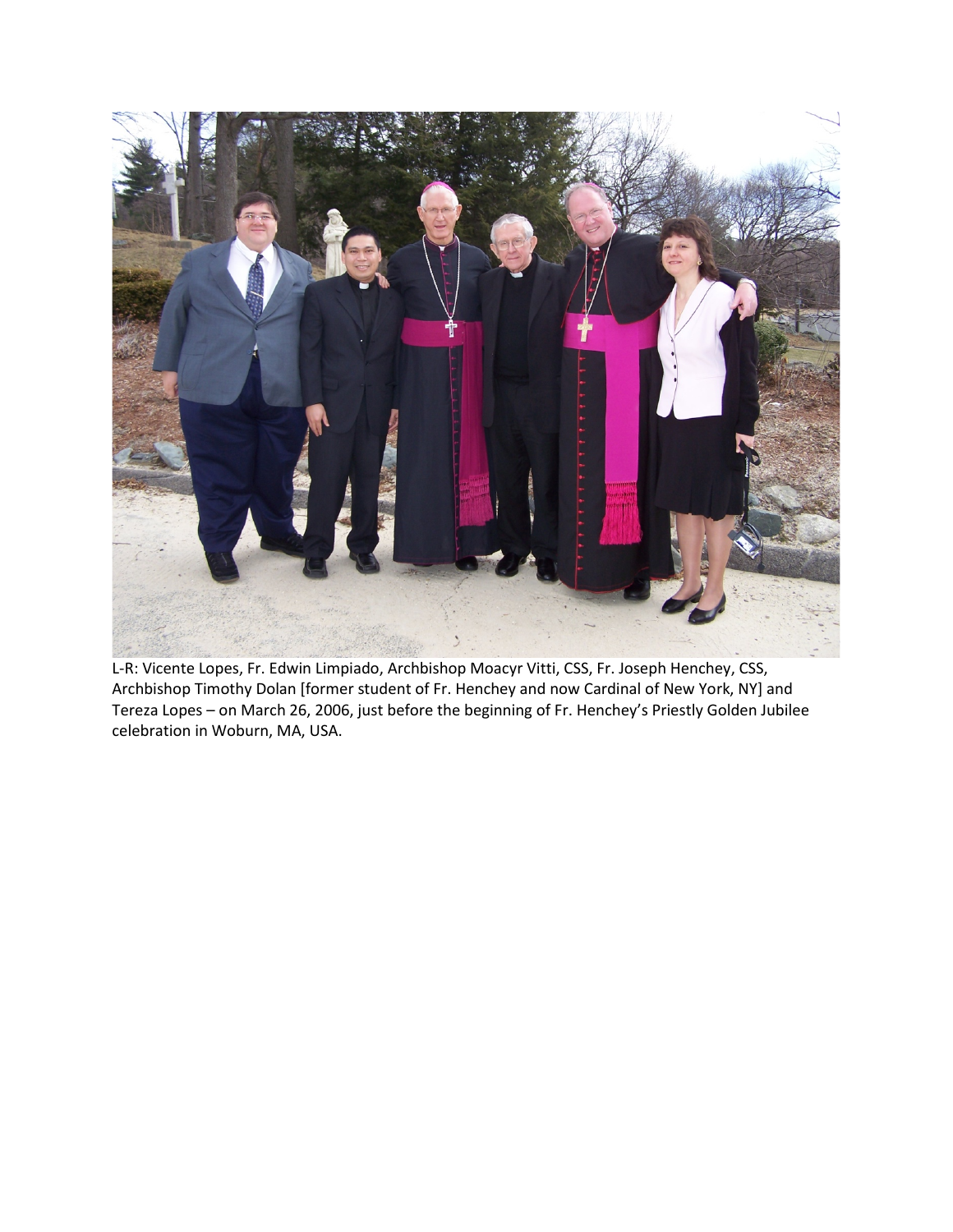L-R: Vicente Lopes, Fr. Edwin Limpiado, Archbishop Moacyr Vitti, CSS, Fr. Joseph Henchey, CSS, Archbishop Timothy Dolan [former student of Fr. Henchey and now Cardinal of New York, NY] and Tereza Lopes – on March 26, 2006, just before the beginning of Fr. Henchey's Priestly Golden Jubilee celebration in Woburn, MA, USA.